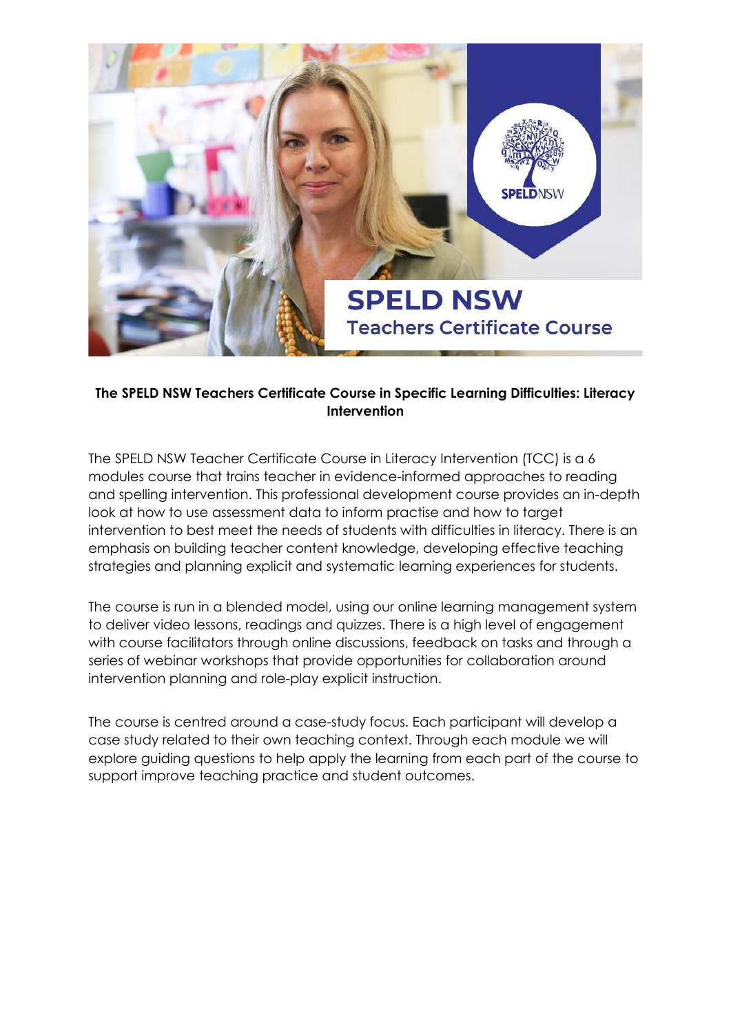**The SPELD NSW Teachers Certificate Course in Specific Learning Difficulties: Literacy Intervention**

The SPELD NSW Teacher Certificate Course in Literacy Intervention (TCC) is a 6 modules course that trains teacher in evidence-informed approaches to reading and spelling intervention. This professional development course provides an in-depth look at how to use assessment data to inform practise and how to target intervention to best meet the needs of students with difficulties in literacy. There is an emphasis on building teacher content knowledge, developing effective teaching strategies and planning explicit and systematic learning experiences for students.

The course is run in a blended model, using our online learning management system to deliver video lessons, readings and quizzes. There is a high level of engagement with course facilitators through online discussions, feedback on tasks and through a series of webinar workshops that provide opportunities for collaboration around intervention planning and role-play explicit instruction.

The course is centred around a case-study focus. Each participant will develop a case study related to their own teaching context. Through each module we will explore guiding questions to help apply the learning from each part of the course to support improve teaching practice and student outcomes.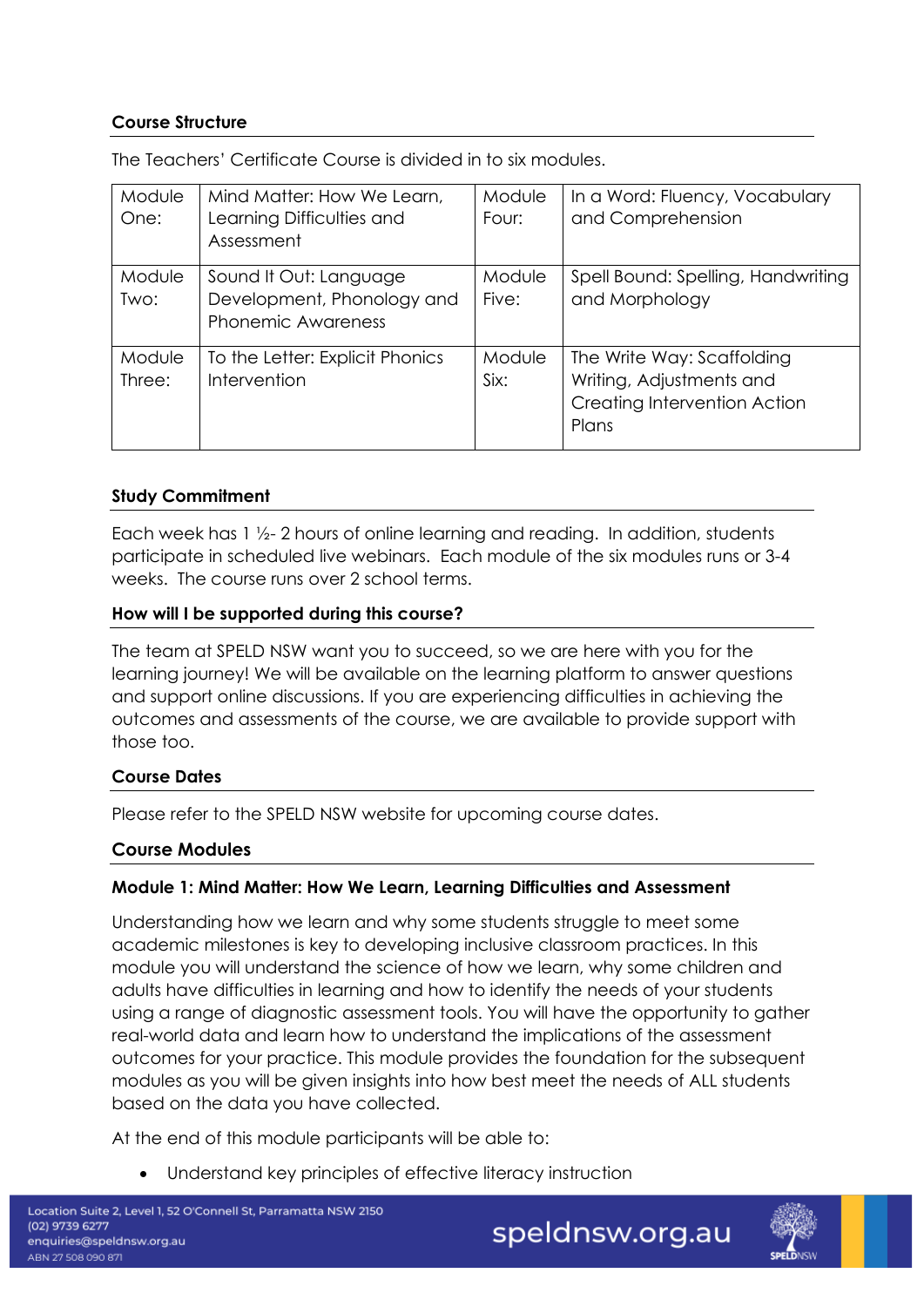**Course Structure**

The Teachers' Certificate Course is divided in to six modules.

| Module One: | Mind Matter: How We Learn, Learning Difficulties and Assessment | Module Four: | In a Word: Fluency, Vocabulary and Comprehension |
|---|---|---|---|
| Module Two: | Sound It Out: Language Development, Phonology and Phonemic Awareness | Module Five: | Spell Bound: Spelling, Handwriting and Morphology |
| Module Three: | To the Letter: Explicit Phonics Intervention | Module Six: | The Write Way: Scaffolding Writing, Adjustments and Creating Intervention Action Plans |

**Study Commitment**

Each week has 1 ½- 2 hours of online learning and reading. In addition, students participate in scheduled live webinars. Each module of the six modules runs or 3-4 weeks. The course runs over 2 school terms.

**How will I be supported during this course?**

The team at SPELD NSW want you to succeed, so we are here with you for the learning journey! We will be available on the learning platform to answer questions and support online discussions. If you are experiencing difficulties in achieving the outcomes and assessments of the course, we are available to provide support with those too.

**Course Dates**

Please refer to the SPELD NSW website for upcoming course dates.

**Course Modules**

**Module 1: Mind Matter: How We Learn, Learning Difficulties and Assessment**

Understanding how we learn and why some students struggle to meet some academic milestones is key to developing inclusive classroom practices. In this module you will understand the science of how we learn, why some children and adults have difficulties in learning and how to identify the needs of your students using a range of diagnostic assessment tools. You will have the opportunity to gather real-world data and learn how to understand the implications of the assessment outcomes for your practice. This module provides the foundation for the subsequent modules as you will be given insights into how best meet the needs of ALL students based on the data you have collected.

At the end of this module participants will be able to:

- Understand key principles of effective literacy instruction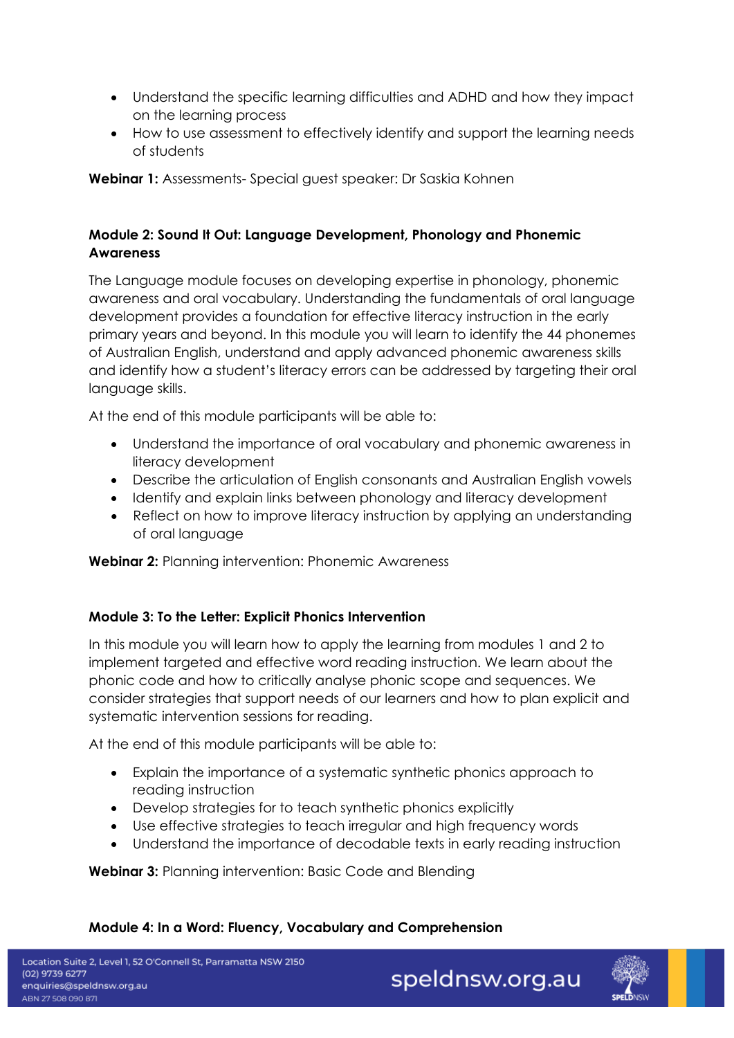- Understand the specific learning difficulties and ADHD and how they impact on the learning process
- How to use assessment to effectively identify and support the learning needs of students

**Webinar 1:** Assessments- Special guest speaker: Dr Saskia Kohnen

**Module 2: Sound It Out: Language Development, Phonology and Phonemic Awareness**

The Language module focuses on developing expertise in phonology, phonemic awareness and oral vocabulary. Understanding the fundamentals of oral language development provides a foundation for effective literacy instruction in the early primary years and beyond. In this module you will learn to identify the 44 phonemes of Australian English, understand and apply advanced phonemic awareness skills and identify how a student's literacy errors can be addressed by targeting their oral language skills.

At the end of this module participants will be able to:

- Understand the importance of oral vocabulary and phonemic awareness in literacy development
- Describe the articulation of English consonants and Australian English vowels
- Identify and explain links between phonology and literacy development
- Reflect on how to improve literacy instruction by applying an understanding of oral language

**Webinar 2:** Planning intervention: Phonemic Awareness

**Module 3: To the Letter: Explicit Phonics Intervention**

In this module you will learn how to apply the learning from modules 1 and 2 to implement targeted and effective word reading instruction. We learn about the phonic code and how to critically analyse phonic scope and sequences. We consider strategies that support needs of our learners and how to plan explicit and systematic intervention sessions for reading.

At the end of this module participants will be able to:

- Explain the importance of a systematic synthetic phonics approach to reading instruction
- Develop strategies for to teach synthetic phonics explicitly
- Use effective strategies to teach irregular and high frequency words
- Understand the importance of decodable texts in early reading instruction

**Webinar 3:** Planning intervention: Basic Code and Blending

**Module 4: In a Word: Fluency, Vocabulary and Comprehension**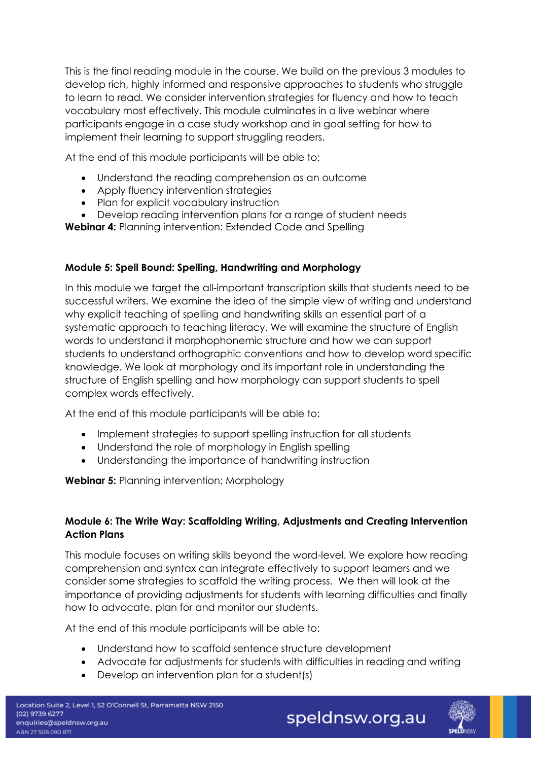This is the final reading module in the course. We build on the previous 3 modules to develop rich, highly informed and responsive approaches to students who struggle to learn to read. We consider intervention strategies for fluency and how to teach vocabulary most effectively. This module culminates in a live webinar where participants engage in a case study workshop and in goal setting for how to implement their learning to support struggling readers.

At the end of this module participants will be able to:

- Understand the reading comprehension as an outcome
- Apply fluency intervention strategies
- Plan for explicit vocabulary instruction
- Develop reading intervention plans for a range of student needs

**Webinar 4:** Planning intervention: Extended Code and Spelling

**Module 5: Spell Bound: Spelling, Handwriting and Morphology**

In this module we target the all-important transcription skills that students need to be successful writers. We examine the idea of the simple view of writing and understand why explicit teaching of spelling and handwriting skills an essential part of a systematic approach to teaching literacy. We will examine the structure of English words to understand it morphophonemic structure and how we can support students to understand orthographic conventions and how to develop word specific knowledge. We look at morphology and its important role in understanding the structure of English spelling and how morphology can support students to spell complex words effectively.

At the end of this module participants will be able to:

- Implement strategies to support spelling instruction for all students
- Understand the role of morphology in English spelling
- Understanding the importance of handwriting instruction

**Webinar 5:** Planning intervention: Morphology

**Module 6: The Write Way: Scaffolding Writing, Adjustments and Creating Intervention Action Plans**

This module focuses on writing skills beyond the word-level. We explore how reading comprehension and syntax can integrate effectively to support learners and we consider some strategies to scaffold the writing process. We then will look at the importance of providing adjustments for students with learning difficulties and finally how to advocate, plan for and monitor our students.

At the end of this module participants will be able to:

- Understand how to scaffold sentence structure development
- Advocate for adjustments for students with difficulties in reading and writing
- Develop an intervention plan for a student(s)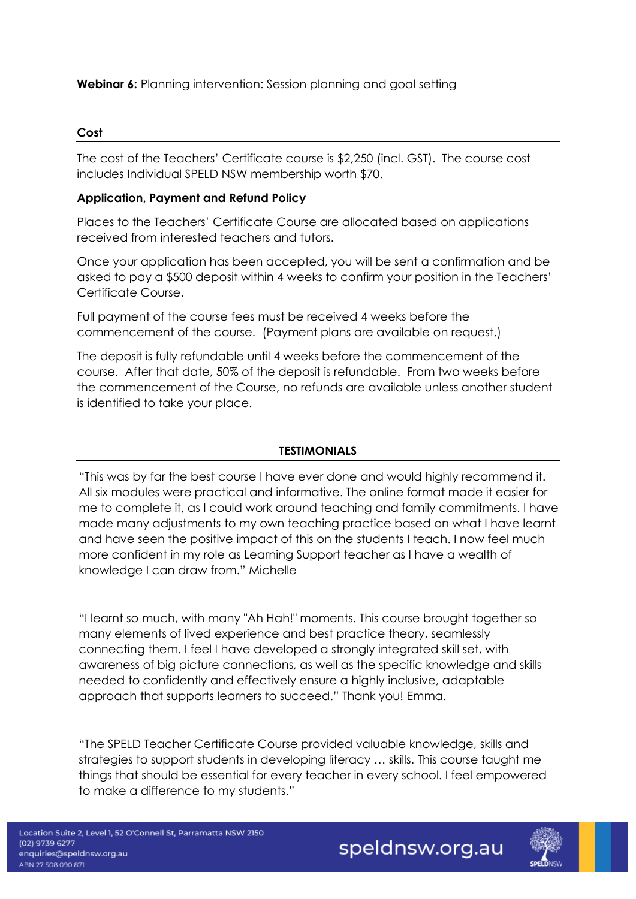**Webinar 6:** Planning intervention: Session planning and goal setting

## Cost

The cost of the Teachers' Certificate course is $2,250 (incl. GST). The course cost includes Individual SPELD NSW membership worth $70.

### Application, Payment and Refund Policy

Places to the Teachers' Certificate Course are allocated based on applications received from interested teachers and tutors.

Once your application has been accepted, you will be sent a confirmation and be asked to pay a $500 deposit within 4 weeks to confirm your position in the Teachers' Certificate Course.

Full payment of the course fees must be received 4 weeks before the commencement of the course. (Payment plans are available on request.)

The deposit is fully refundable until 4 weeks before the commencement of the course. After that date, 50% of the deposit is refundable. From two weeks before the commencement of the Course, no refunds are available unless another student is identified to take your place.

## TESTIMONIALS

"This was by far the best course I have ever done and would highly recommend it. All six modules were practical and informative. The online format made it easier for me to complete it, as I could work around teaching and family commitments. I have made many adjustments to my own teaching practice based on what I have learnt and have seen the positive impact of this on the students I teach. I now feel much more confident in my role as Learning Support teacher as I have a wealth of knowledge I can draw from." Michelle

"I learnt so much, with many "Ah Hah!" moments. This course brought together so many elements of lived experience and best practice theory, seamlessly connecting them. I feel I have developed a strongly integrated skill set, with awareness of big picture connections, as well as the specific knowledge and skills needed to confidently and effectively ensure a highly inclusive, adaptable approach that supports learners to succeed." Thank you! Emma.

"The SPELD Teacher Certificate Course provided valuable knowledge, skills and strategies to support students in developing literacy … skills. This course taught me things that should be essential for every teacher in every school. I feel empowered to make a difference to my students."